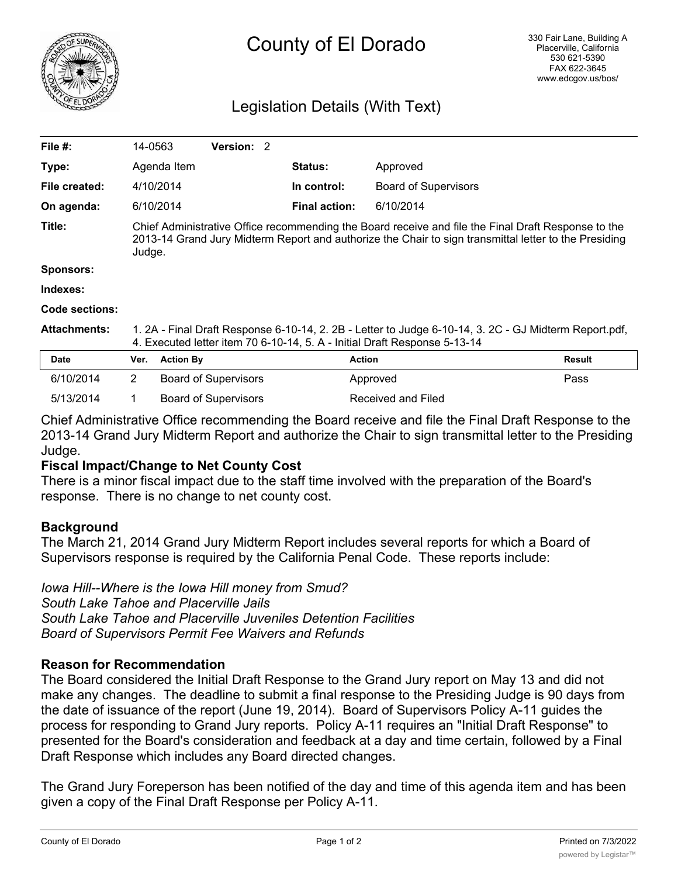# County of El Dorado

330 Fair Lane, Building A
Placerville, California
530 621-5390
FAX 622-3645
www.edcgov.us/bos/

## Legislation Details (With Text)

| | | | |
|---|---|---|---|
| **File #:** | 14-0563 **Version:** 2 | | |
| **Type:** | Agenda Item | **Status:** | Approved |
| **File created:** | 4/10/2014 | **In control:** | Board of Supervisors |
| **On agenda:** | 6/10/2014 | **Final action:** | 6/10/2014 |
| **Title:** | Chief Administrative Office recommending the Board receive and file the Final Draft Response to the 2013-14 Grand Jury Midterm Report and authorize the Chair to sign transmittal letter to the Presiding Judge. | | |
| **Sponsors:** | | | |
| **Indexes:** | | | |
| **Code sections:** | | | |
| **Attachments:** | 1. 2A - Final Draft Response 6-10-14, 2. 2B - Letter to Judge 6-10-14, 3. 2C - GJ Midterm Report.pdf, 4. Executed letter item 70 6-10-14, 5. A - Initial Draft Response 5-13-14 | | |

| Date | Ver. | Action By | Action | Result |
|---|---|---|---|---|
| 6/10/2014 | 2 | Board of Supervisors | Approved | Pass |
| 5/13/2014 | 1 | Board of Supervisors | Received and Filed | |

Chief Administrative Office recommending the Board receive and file the Final Draft Response to the 2013-14 Grand Jury Midterm Report and authorize the Chair to sign transmittal letter to the Presiding Judge.

**Fiscal Impact/Change to Net County Cost**

There is a minor fiscal impact due to the staff time involved with the preparation of the Board's response. There is no change to net county cost.

**Background**

The March 21, 2014 Grand Jury Midterm Report includes several reports for which a Board of Supervisors response is required by the California Penal Code. These reports include:

*Iowa Hill--Where is the Iowa Hill money from Smud?*
*South Lake Tahoe and Placerville Jails*
*South Lake Tahoe and Placerville Juveniles Detention Facilities*
*Board of Supervisors Permit Fee Waivers and Refunds*

**Reason for Recommendation**

The Board considered the Initial Draft Response to the Grand Jury report on May 13 and did not make any changes. The deadline to submit a final response to the Presiding Judge is 90 days from the date of issuance of the report (June 19, 2014). Board of Supervisors Policy A-11 guides the process for responding to Grand Jury reports. Policy A-11 requires an "Initial Draft Response" to presented for the Board's consideration and feedback at a day and time certain, followed by a Final Draft Response which includes any Board directed changes.

The Grand Jury Foreperson has been notified of the day and time of this agenda item and has been given a copy of the Final Draft Response per Policy A-11.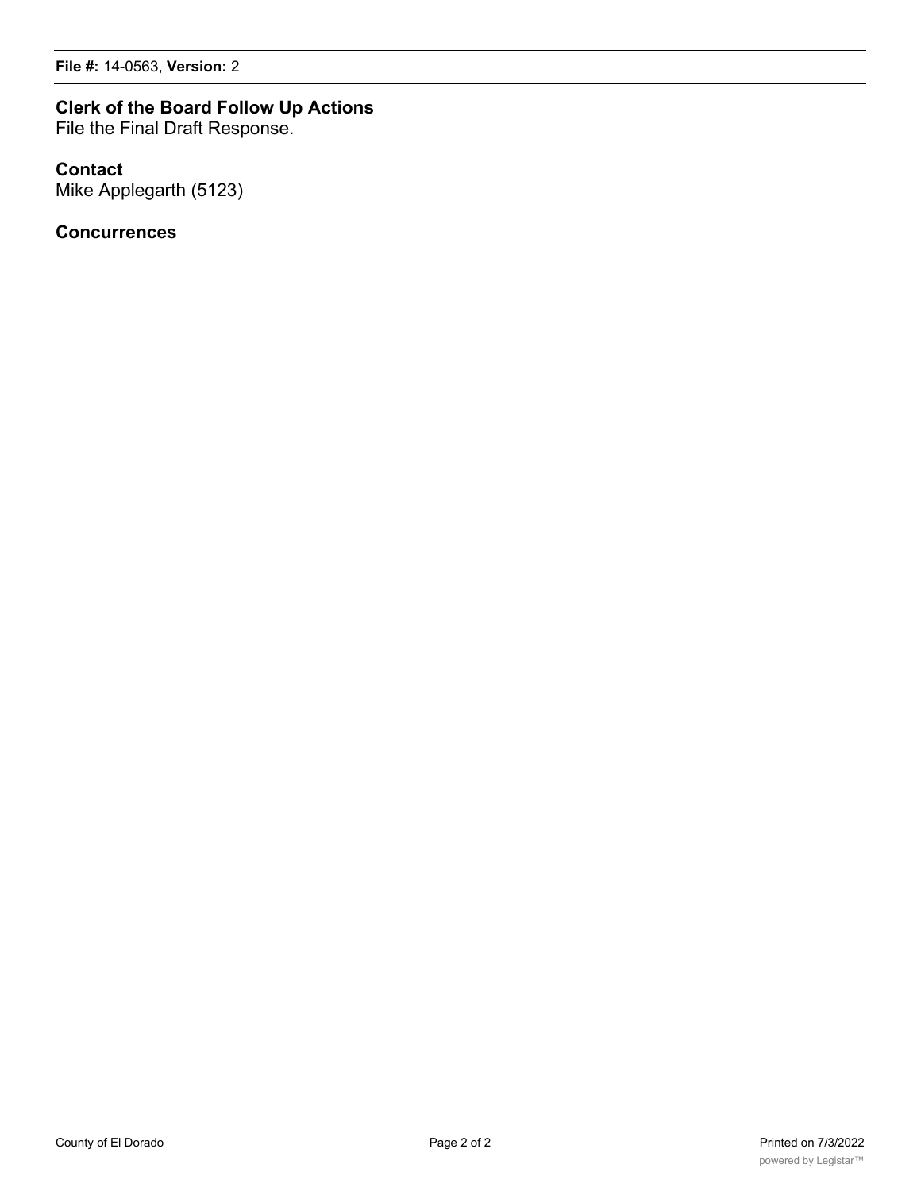## Clerk of the Board Follow Up Actions

File the Final Draft Response.

## Contact

Mike Applegarth (5123)

## Concurrences